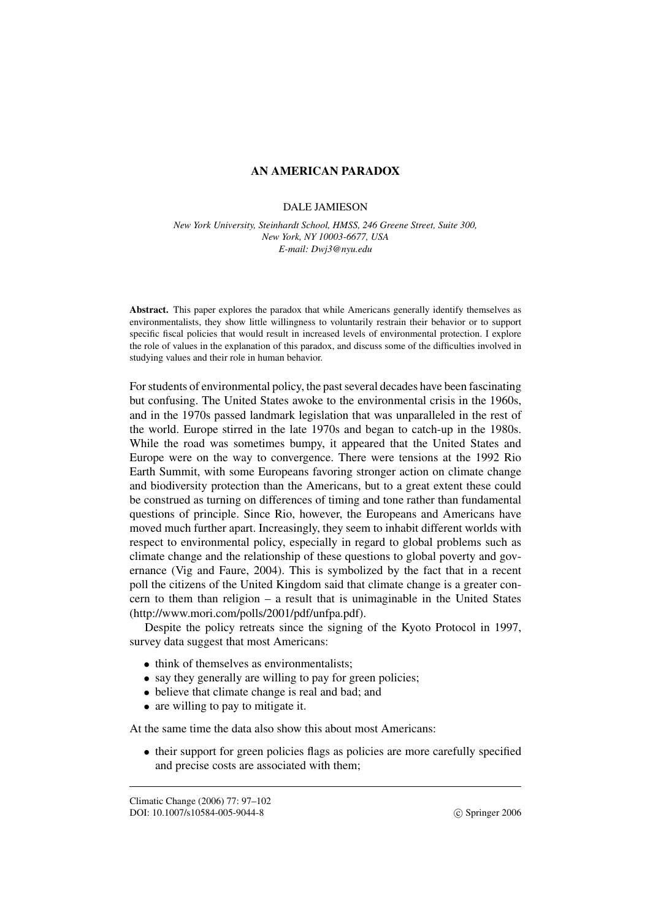# AN AMERICAN PARADOX

DALE JAMIESON

*New York University, Steinhardt School, HMSS, 246 Greene Street, Suite 300, New York, NY 10003-6677, USA*
*E-mail: Dwj3@nyu.edu*

**Abstract.** This paper explores the paradox that while Americans generally identify themselves as environmentalists, they show little willingness to voluntarily restrain their behavior or to support specific fiscal policies that would result in increased levels of environmental protection. I explore the role of values in the explanation of this paradox, and discuss some of the difficulties involved in studying values and their role in human behavior.

For students of environmental policy, the past several decades have been fascinating but confusing. The United States awoke to the environmental crisis in the 1960s, and in the 1970s passed landmark legislation that was unparalleled in the rest of the world. Europe stirred in the late 1970s and began to catch-up in the 1980s. While the road was sometimes bumpy, it appeared that the United States and Europe were on the way to convergence. There were tensions at the 1992 Rio Earth Summit, with some Europeans favoring stronger action on climate change and biodiversity protection than the Americans, but to a great extent these could be construed as turning on differences of timing and tone rather than fundamental questions of principle. Since Rio, however, the Europeans and Americans have moved much further apart. Increasingly, they seem to inhabit different worlds with respect to environmental policy, especially in regard to global problems such as climate change and the relationship of these questions to global poverty and governance (Vig and Faure, 2004). This is symbolized by the fact that in a recent poll the citizens of the United Kingdom said that climate change is a greater concern to them than religion – a result that is unimaginable in the United States (http://www.mori.com/polls/2001/pdf/unfpa.pdf).

Despite the policy retreats since the signing of the Kyoto Protocol in 1997, survey data suggest that most Americans:

- think of themselves as environmentalists;
- say they generally are willing to pay for green policies;
- believe that climate change is real and bad; and
- are willing to pay to mitigate it.

At the same time the data also show this about most Americans:

- their support for green policies flags as policies are more carefully specified and precise costs are associated with them;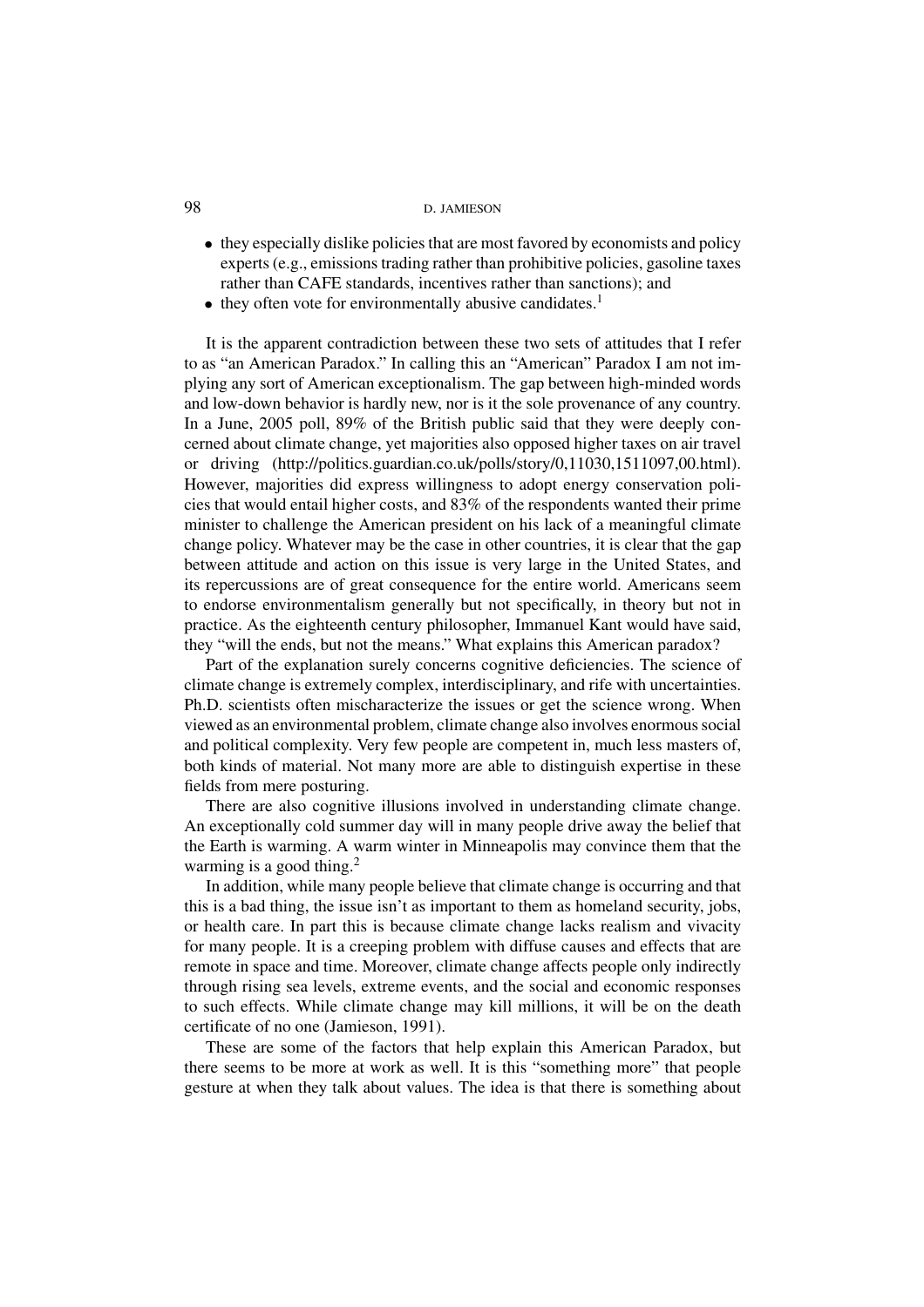- they especially dislike policies that are most favored by economists and policy experts (e.g., emissions trading rather than prohibitive policies, gasoline taxes rather than CAFE standards, incentives rather than sanctions); and
- they often vote for environmentally abusive candidates.[1]

It is the apparent contradiction between these two sets of attitudes that I refer to as "an American Paradox." In calling this an "American" Paradox I am not implying any sort of American exceptionalism. The gap between high-minded words and low-down behavior is hardly new, nor is it the sole provenance of any country. In a June, 2005 poll, 89% of the British public said that they were deeply concerned about climate change, yet majorities also opposed higher taxes on air travel or driving (http://politics.guardian.co.uk/polls/story/0,11030,1511097,00.html). However, majorities did express willingness to adopt energy conservation policies that would entail higher costs, and 83% of the respondents wanted their prime minister to challenge the American president on his lack of a meaningful climate change policy. Whatever may be the case in other countries, it is clear that the gap between attitude and action on this issue is very large in the United States, and its repercussions are of great consequence for the entire world. Americans seem to endorse environmentalism generally but not specifically, in theory but not in practice. As the eighteenth century philosopher, Immanuel Kant would have said, they "will the ends, but not the means." What explains this American paradox?

Part of the explanation surely concerns cognitive deficiencies. The science of climate change is extremely complex, interdisciplinary, and rife with uncertainties. Ph.D. scientists often mischaracterize the issues or get the science wrong. When viewed as an environmental problem, climate change also involves enormous social and political complexity. Very few people are competent in, much less masters of, both kinds of material. Not many more are able to distinguish expertise in these fields from mere posturing.

There are also cognitive illusions involved in understanding climate change. An exceptionally cold summer day will in many people drive away the belief that the Earth is warming. A warm winter in Minneapolis may convince them that the warming is a good thing.[2]

In addition, while many people believe that climate change is occurring and that this is a bad thing, the issue isn't as important to them as homeland security, jobs, or health care. In part this is because climate change lacks realism and vivacity for many people. It is a creeping problem with diffuse causes and effects that are remote in space and time. Moreover, climate change affects people only indirectly through rising sea levels, extreme events, and the social and economic responses to such effects. While climate change may kill millions, it will be on the death certificate of no one (Jamieson, 1991).

These are some of the factors that help explain this American Paradox, but there seems to be more at work as well. It is this "something more" that people gesture at when they talk about values. The idea is that there is something about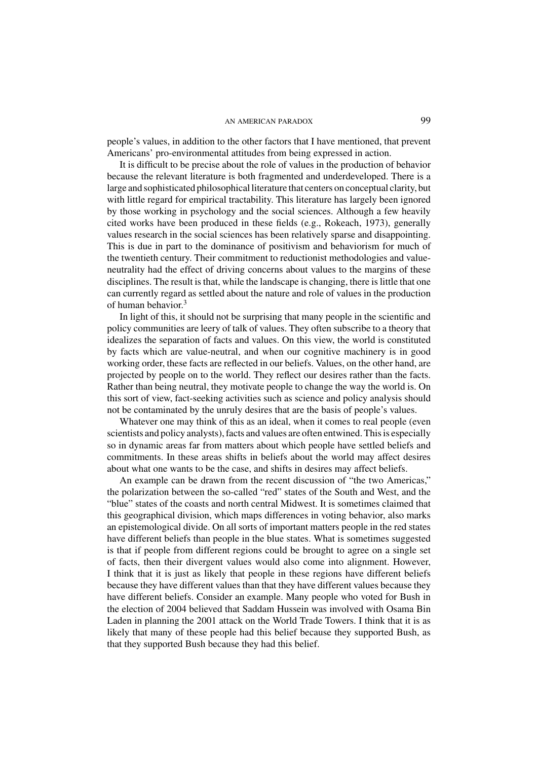people's values, in addition to the other factors that I have mentioned, that prevent Americans' pro-environmental attitudes from being expressed in action.

It is difficult to be precise about the role of values in the production of behavior because the relevant literature is both fragmented and underdeveloped. There is a large and sophisticated philosophical literature that centers on conceptual clarity, but with little regard for empirical tractability. This literature has largely been ignored by those working in psychology and the social sciences. Although a few heavily cited works have been produced in these fields (e.g., Rokeach, 1973), generally values research in the social sciences has been relatively sparse and disappointing. This is due in part to the dominance of positivism and behaviorism for much of the twentieth century. Their commitment to reductionist methodologies and value-neutrality had the effect of driving concerns about values to the margins of these disciplines. The result is that, while the landscape is changing, there is little that one can currently regard as settled about the nature and role of values in the production of human behavior.[3]

In light of this, it should not be surprising that many people in the scientific and policy communities are leery of talk of values. They often subscribe to a theory that idealizes the separation of facts and values. On this view, the world is constituted by facts which are value-neutral, and when our cognitive machinery is in good working order, these facts are reflected in our beliefs. Values, on the other hand, are projected by people on to the world. They reflect our desires rather than the facts. Rather than being neutral, they motivate people to change the way the world is. On this sort of view, fact-seeking activities such as science and policy analysis should not be contaminated by the unruly desires that are the basis of people's values.

Whatever one may think of this as an ideal, when it comes to real people (even scientists and policy analysts), facts and values are often entwined. This is especially so in dynamic areas far from matters about which people have settled beliefs and commitments. In these areas shifts in beliefs about the world may affect desires about what one wants to be the case, and shifts in desires may affect beliefs.

An example can be drawn from the recent discussion of "the two Americas," the polarization between the so-called "red" states of the South and West, and the "blue" states of the coasts and north central Midwest. It is sometimes claimed that this geographical division, which maps differences in voting behavior, also marks an epistemological divide. On all sorts of important matters people in the red states have different beliefs than people in the blue states. What is sometimes suggested is that if people from different regions could be brought to agree on a single set of facts, then their divergent values would also come into alignment. However, I think that it is just as likely that people in these regions have different beliefs because they have different values than that they have different values because they have different beliefs. Consider an example. Many people who voted for Bush in the election of 2004 believed that Saddam Hussein was involved with Osama Bin Laden in planning the 2001 attack on the World Trade Towers. I think that it is as likely that many of these people had this belief because they supported Bush, as that they supported Bush because they had this belief.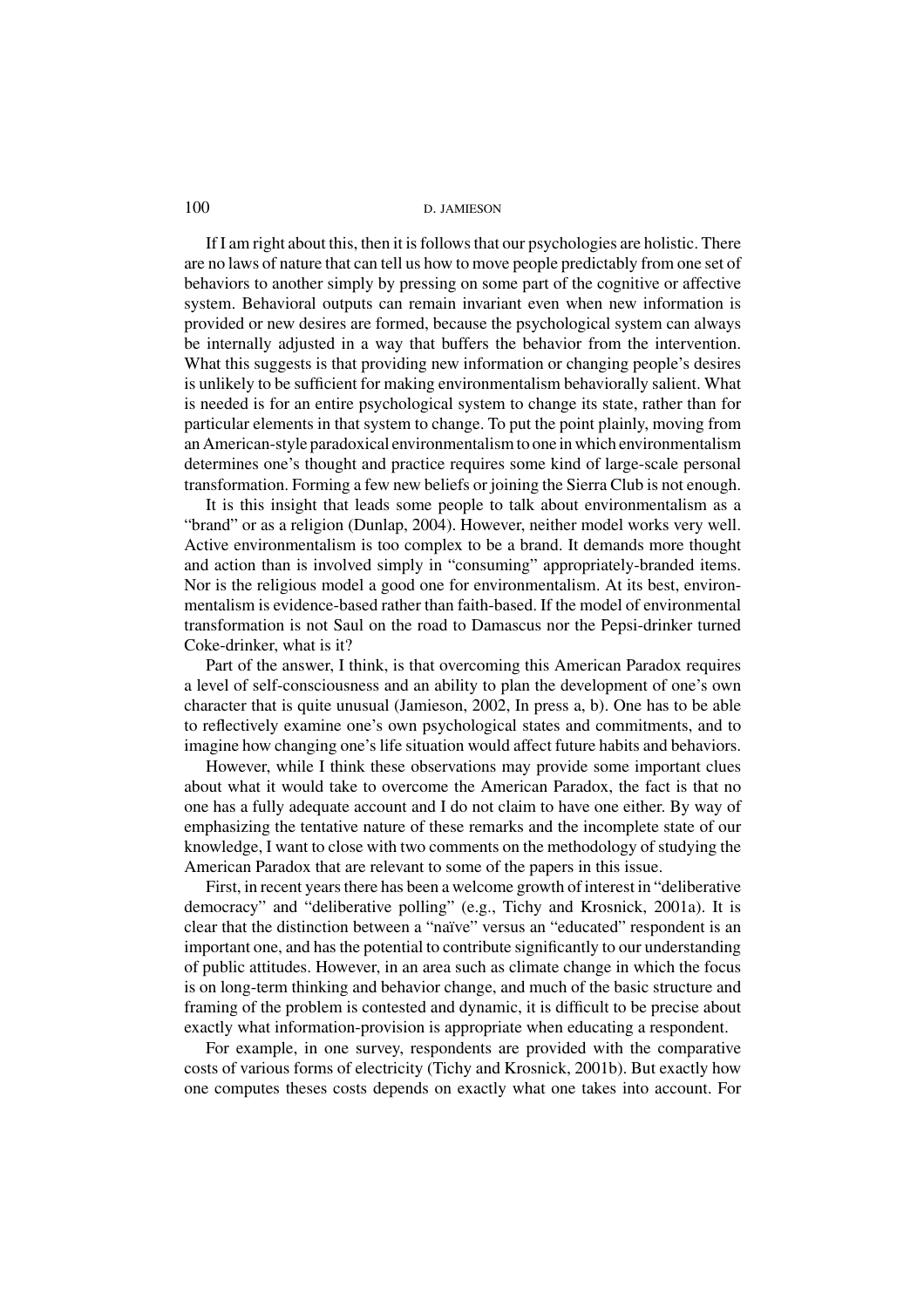If I am right about this, then it is follows that our psychologies are holistic. There are no laws of nature that can tell us how to move people predictably from one set of behaviors to another simply by pressing on some part of the cognitive or affective system. Behavioral outputs can remain invariant even when new information is provided or new desires are formed, because the psychological system can always be internally adjusted in a way that buffers the behavior from the intervention. What this suggests is that providing new information or changing people's desires is unlikely to be sufficient for making environmentalism behaviorally salient. What is needed is for an entire psychological system to change its state, rather than for particular elements in that system to change. To put the point plainly, moving from an American-style paradoxical environmentalism to one in which environmentalism determines one's thought and practice requires some kind of large-scale personal transformation. Forming a few new beliefs or joining the Sierra Club is not enough.

It is this insight that leads some people to talk about environmentalism as a "brand" or as a religion (Dunlap, 2004). However, neither model works very well. Active environmentalism is too complex to be a brand. It demands more thought and action than is involved simply in "consuming" appropriately-branded items. Nor is the religious model a good one for environmentalism. At its best, environmentalism is evidence-based rather than faith-based. If the model of environmental transformation is not Saul on the road to Damascus nor the Pepsi-drinker turned Coke-drinker, what is it?

Part of the answer, I think, is that overcoming this American Paradox requires a level of self-consciousness and an ability to plan the development of one's own character that is quite unusual (Jamieson, 2002, In press a, b). One has to be able to reflectively examine one's own psychological states and commitments, and to imagine how changing one's life situation would affect future habits and behaviors.

However, while I think these observations may provide some important clues about what it would take to overcome the American Paradox, the fact is that no one has a fully adequate account and I do not claim to have one either. By way of emphasizing the tentative nature of these remarks and the incomplete state of our knowledge, I want to close with two comments on the methodology of studying the American Paradox that are relevant to some of the papers in this issue.

First, in recent years there has been a welcome growth of interest in "deliberative democracy" and "deliberative polling" (e.g., Tichy and Krosnick, 2001a). It is clear that the distinction between a "naïve" versus an "educated" respondent is an important one, and has the potential to contribute significantly to our understanding of public attitudes. However, in an area such as climate change in which the focus is on long-term thinking and behavior change, and much of the basic structure and framing of the problem is contested and dynamic, it is difficult to be precise about exactly what information-provision is appropriate when educating a respondent.

For example, in one survey, respondents are provided with the comparative costs of various forms of electricity (Tichy and Krosnick, 2001b). But exactly how one computes theses costs depends on exactly what one takes into account. For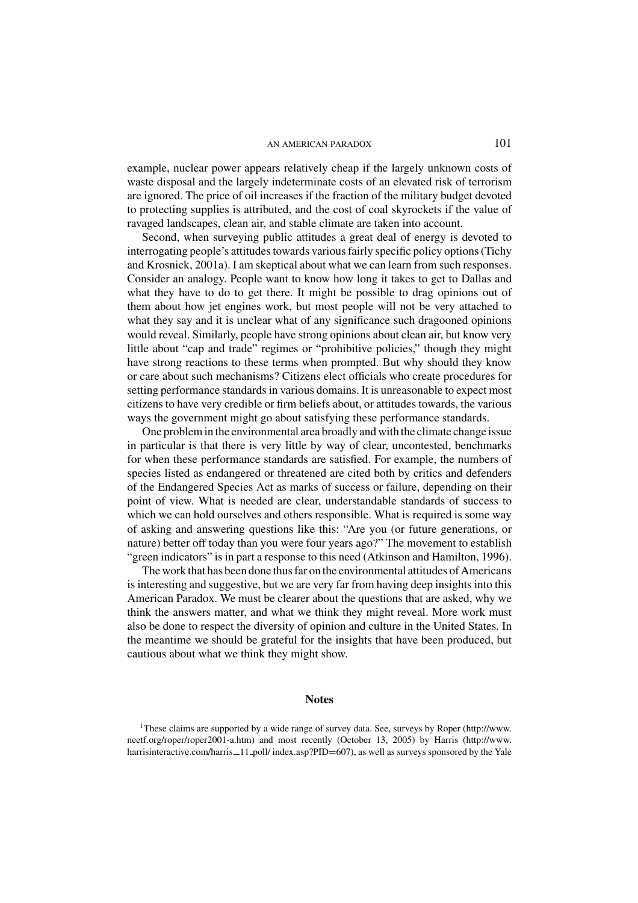example, nuclear power appears relatively cheap if the largely unknown costs of waste disposal and the largely indeterminate costs of an elevated risk of terrorism are ignored. The price of oil increases if the fraction of the military budget devoted to protecting supplies is attributed, and the cost of coal skyrockets if the value of ravaged landscapes, clean air, and stable climate are taken into account.

Second, when surveying public attitudes a great deal of energy is devoted to interrogating people's attitudes towards various fairly specific policy options (Tichy and Krosnick, 2001a). I am skeptical about what we can learn from such responses. Consider an analogy. People want to know how long it takes to get to Dallas and what they have to do to get there. It might be possible to drag opinions out of them about how jet engines work, but most people will not be very attached to what they say and it is unclear what of any significance such dragooned opinions would reveal. Similarly, people have strong opinions about clean air, but know very little about "cap and trade" regimes or "prohibitive policies," though they might have strong reactions to these terms when prompted. But why should they know or care about such mechanisms? Citizens elect officials who create procedures for setting performance standards in various domains. It is unreasonable to expect most citizens to have very credible or firm beliefs about, or attitudes towards, the various ways the government might go about satisfying these performance standards.

One problem in the environmental area broadly and with the climate change issue in particular is that there is very little by way of clear, uncontested, benchmarks for when these performance standards are satisfied. For example, the numbers of species listed as endangered or threatened are cited both by critics and defenders of the Endangered Species Act as marks of success or failure, depending on their point of view. What is needed are clear, understandable standards of success to which we can hold ourselves and others responsible. What is required is some way of asking and answering questions like this: "Are you (or future generations, or nature) better off today than you were four years ago?" The movement to establish "green indicators" is in part a response to this need (Atkinson and Hamilton, 1996).

The work that has been done thus far on the environmental attitudes of Americans is interesting and suggestive, but we are very far from having deep insights into this American Paradox. We must be clearer about the questions that are asked, why we think the answers matter, and what we think they might reveal. More work must also be done to respect the diversity of opinion and culture in the United States. In the meantime we should be grateful for the insights that have been produced, but cautious about what we think they might show.

## Notes

[1]These claims are supported by a wide range of survey data. See, surveys by Roper (http://www.neetf.org/roper/roper2001-a.htm) and most recently (October 13, 2005) by Harris (http://www.harrisinteractive.com/harris_11_poll/ index.asp?PID=607), as well as surveys sponsored by the Yale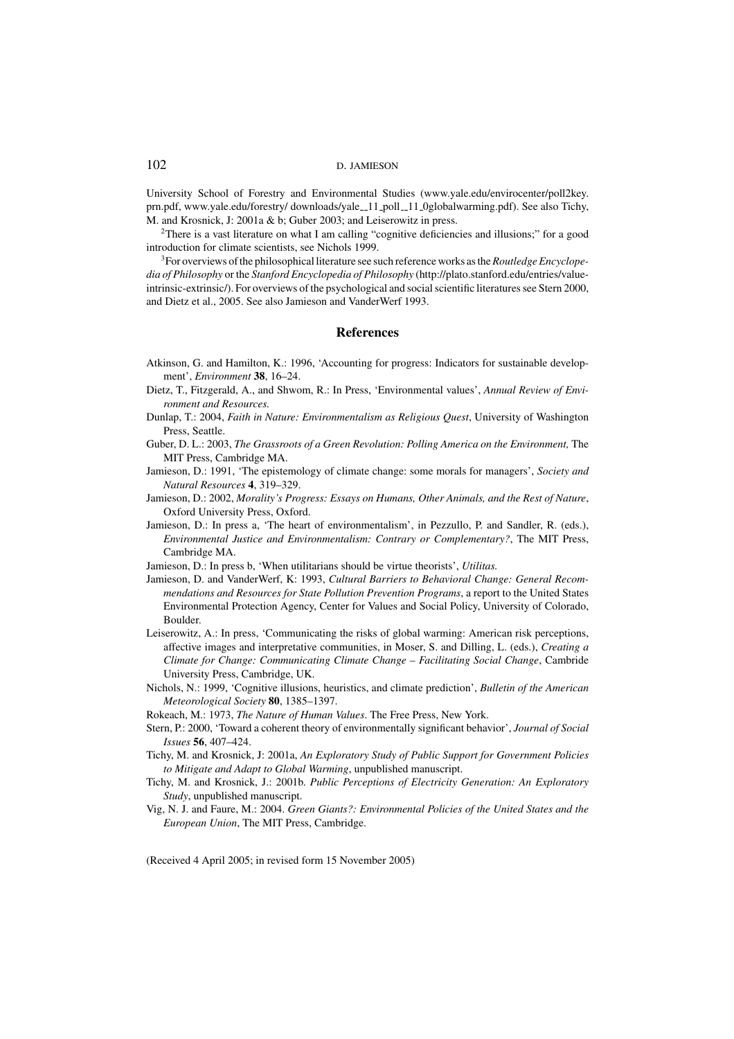University School of Forestry and Environmental Studies (www.yale.edu/envirocenter/poll2key.prn.pdf, www.yale.edu/forestry/ downloads/yale__11_poll__11_0globalwarming.pdf). See also Tichy, M. and Krosnick, J: 2001a & b; Guber 2003; and Leiserowitz in press.

[2]There is a vast literature on what I am calling "cognitive deficiencies and illusions;" for a good introduction for climate scientists, see Nichols 1999.

[3]For overviews of the philosophical literature see such reference works as the *Routledge Encyclopedia of Philosophy* or the *Stanford Encyclopedia of Philosophy* (http://plato.stanford.edu/entries/value-intrinsic-extrinsic/). For overviews of the psychological and social scientific literatures see Stern 2000, and Dietz et al., 2005. See also Jamieson and VanderWerf 1993.

## References

Atkinson, G. and Hamilton, K.: 1996, 'Accounting for progress: Indicators for sustainable development', *Environment* **38**, 16–24.

Dietz, T., Fitzgerald, A., and Shwom, R.: In Press, 'Environmental values', *Annual Review of Environment and Resources.*

Dunlap, T.: 2004, *Faith in Nature: Environmentalism as Religious Quest*, University of Washington Press, Seattle.

Guber, D. L.: 2003, *The Grassroots of a Green Revolution: Polling America on the Environment,* The MIT Press, Cambridge MA.

Jamieson, D.: 1991, 'The epistemology of climate change: some morals for managers', *Society and Natural Resources* **4**, 319–329.

Jamieson, D.: 2002, *Morality's Progress: Essays on Humans, Other Animals, and the Rest of Nature*, Oxford University Press, Oxford.

Jamieson, D.: In press a, 'The heart of environmentalism', in Pezzullo, P. and Sandler, R. (eds.), *Environmental Justice and Environmentalism: Contrary or Complementary?*, The MIT Press, Cambridge MA.

Jamieson, D.: In press b, 'When utilitarians should be virtue theorists', *Utilitas.*

Jamieson, D. and VanderWerf, K: 1993, *Cultural Barriers to Behavioral Change: General Recommendations and Resources for State Pollution Prevention Programs*, a report to the United States Environmental Protection Agency, Center for Values and Social Policy, University of Colorado, Boulder.

Leiserowitz, A.: In press, 'Communicating the risks of global warming: American risk perceptions, affective images and interpretative communities, in Moser, S. and Dilling, L. (eds.), *Creating a Climate for Change: Communicating Climate Change – Facilitating Social Change*, Cambride University Press, Cambridge, UK.

Nichols, N.: 1999, 'Cognitive illusions, heuristics, and climate prediction', *Bulletin of the American Meteorological Society* **80**, 1385–1397.

Rokeach, M.: 1973, *The Nature of Human Values*. The Free Press, New York.

Stern, P.: 2000, 'Toward a coherent theory of environmentally significant behavior', *Journal of Social Issues* **56**, 407–424.

Tichy, M. and Krosnick, J: 2001a, *An Exploratory Study of Public Support for Government Policies to Mitigate and Adapt to Global Warming*, unpublished manuscript.

Tichy, M. and Krosnick, J.: 2001b. *Public Perceptions of Electricity Generation: An Exploratory Study*, unpublished manuscript.

Vig, N. J. and Faure, M.: 2004. *Green Giants?: Environmental Policies of the United States and the European Union*, The MIT Press, Cambridge.

(Received 4 April 2005; in revised form 15 November 2005)